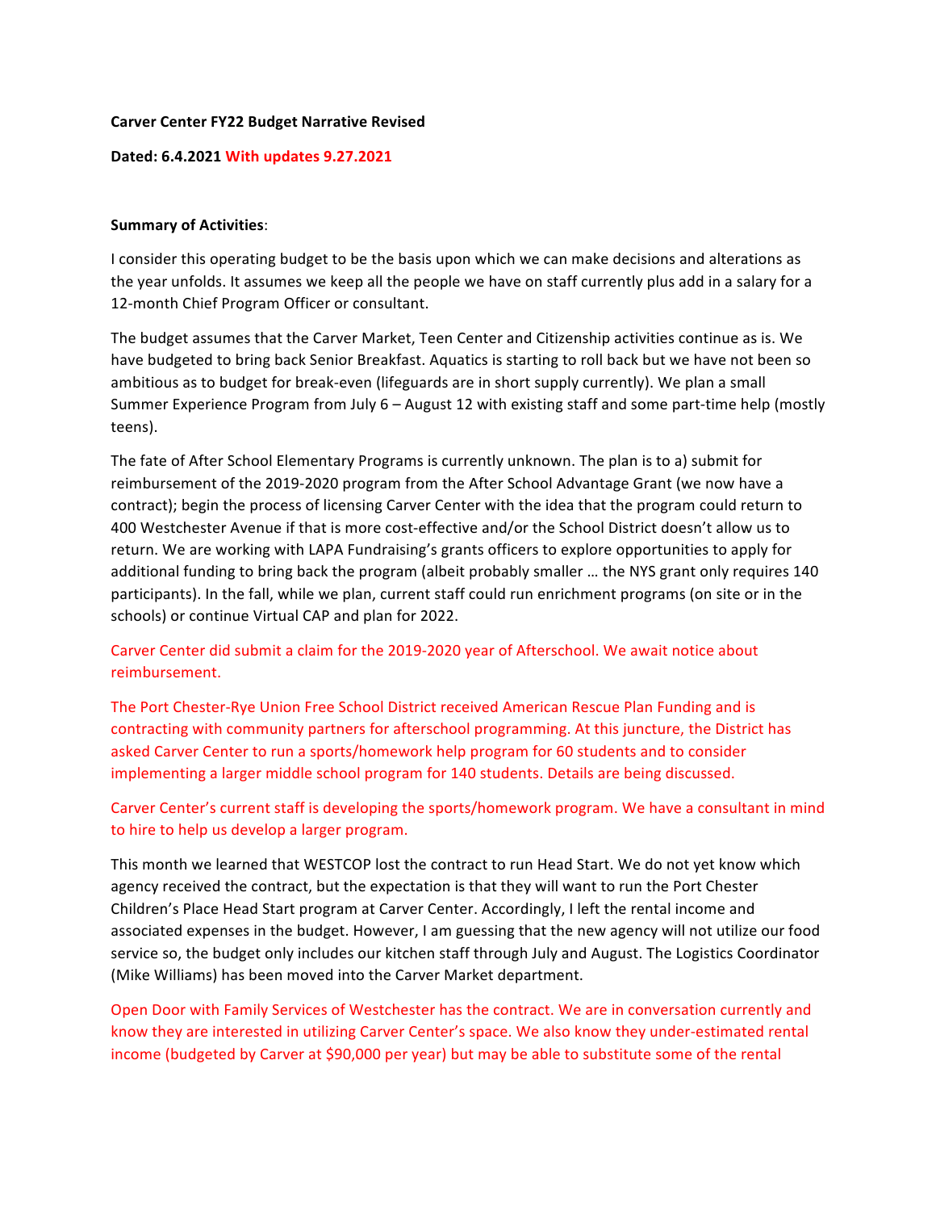**Carver Center FY22 Budget Narrative Revised**

**Dated: 6.4.2021 With updates 9.27.2021**

**Summary of Activities**:

I consider this operating budget to be the basis upon which we can make decisions and alterations as the year unfolds. It assumes we keep all the people we have on staff currently plus add in a salary for a 12-month Chief Program Officer or consultant.

The budget assumes that the Carver Market, Teen Center and Citizenship activities continue as is. We have budgeted to bring back Senior Breakfast. Aquatics is starting to roll back but we have not been so ambitious as to budget for break-even (lifeguards are in short supply currently). We plan a small Summer Experience Program from July 6 – August 12 with existing staff and some part-time help (mostly teens).

The fate of After School Elementary Programs is currently unknown. The plan is to a) submit for reimbursement of the 2019-2020 program from the After School Advantage Grant (we now have a contract); begin the process of licensing Carver Center with the idea that the program could return to 400 Westchester Avenue if that is more cost-effective and/or the School District doesn't allow us to return. We are working with LAPA Fundraising's grants officers to explore opportunities to apply for additional funding to bring back the program (albeit probably smaller … the NYS grant only requires 140 participants). In the fall, while we plan, current staff could run enrichment programs (on site or in the schools) or continue Virtual CAP and plan for 2022.

Carver Center did submit a claim for the 2019-2020 year of Afterschool. We await notice about reimbursement.

The Port Chester-Rye Union Free School District received American Rescue Plan Funding and is contracting with community partners for afterschool programming. At this juncture, the District has asked Carver Center to run a sports/homework help program for 60 students and to consider implementing a larger middle school program for 140 students. Details are being discussed.

Carver Center's current staff is developing the sports/homework program. We have a consultant in mind to hire to help us develop a larger program.

This month we learned that WESTCOP lost the contract to run Head Start. We do not yet know which agency received the contract, but the expectation is that they will want to run the Port Chester Children's Place Head Start program at Carver Center. Accordingly, I left the rental income and associated expenses in the budget. However, I am guessing that the new agency will not utilize our food service so, the budget only includes our kitchen staff through July and August. The Logistics Coordinator (Mike Williams) has been moved into the Carver Market department.

Open Door with Family Services of Westchester has the contract. We are in conversation currently and know they are interested in utilizing Carver Center's space. We also know they under-estimated rental income (budgeted by Carver at $90,000 per year) but may be able to substitute some of the rental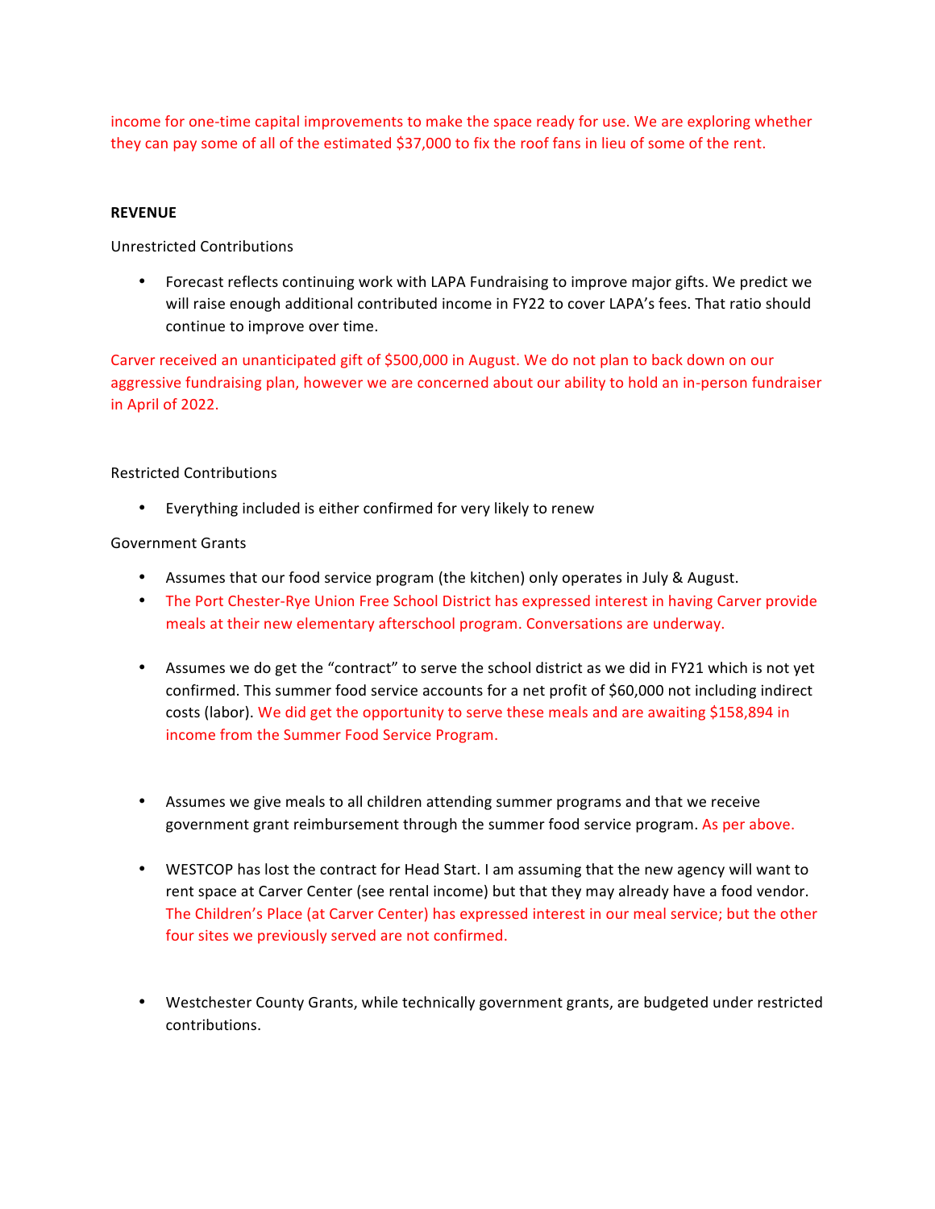income for one-time capital improvements to make the space ready for use. We are exploring whether they can pay some of all of the estimated $37,000 to fix the roof fans in lieu of some of the rent.

**REVENUE**

Unrestricted Contributions

- Forecast reflects continuing work with LAPA Fundraising to improve major gifts. We predict we will raise enough additional contributed income in FY22 to cover LAPA's fees. That ratio should continue to improve over time.

Carver received an unanticipated gift of $500,000 in August. We do not plan to back down on our aggressive fundraising plan, however we are concerned about our ability to hold an in-person fundraiser in April of 2022.

Restricted Contributions

- Everything included is either confirmed for very likely to renew

Government Grants

- Assumes that our food service program (the kitchen) only operates in July & August.
- The Port Chester-Rye Union Free School District has expressed interest in having Carver provide meals at their new elementary afterschool program. Conversations are underway.

- Assumes we do get the "contract" to serve the school district as we did in FY21 which is not yet confirmed. This summer food service accounts for a net profit of $60,000 not including indirect costs (labor). We did get the opportunity to serve these meals and are awaiting $158,894 in income from the Summer Food Service Program.

- Assumes we give meals to all children attending summer programs and that we receive government grant reimbursement through the summer food service program. As per above.

- WESTCOP has lost the contract for Head Start. I am assuming that the new agency will want to rent space at Carver Center (see rental income) but that they may already have a food vendor. The Children's Place (at Carver Center) has expressed interest in our meal service; but the other four sites we previously served are not confirmed.

- Westchester County Grants, while technically government grants, are budgeted under restricted contributions.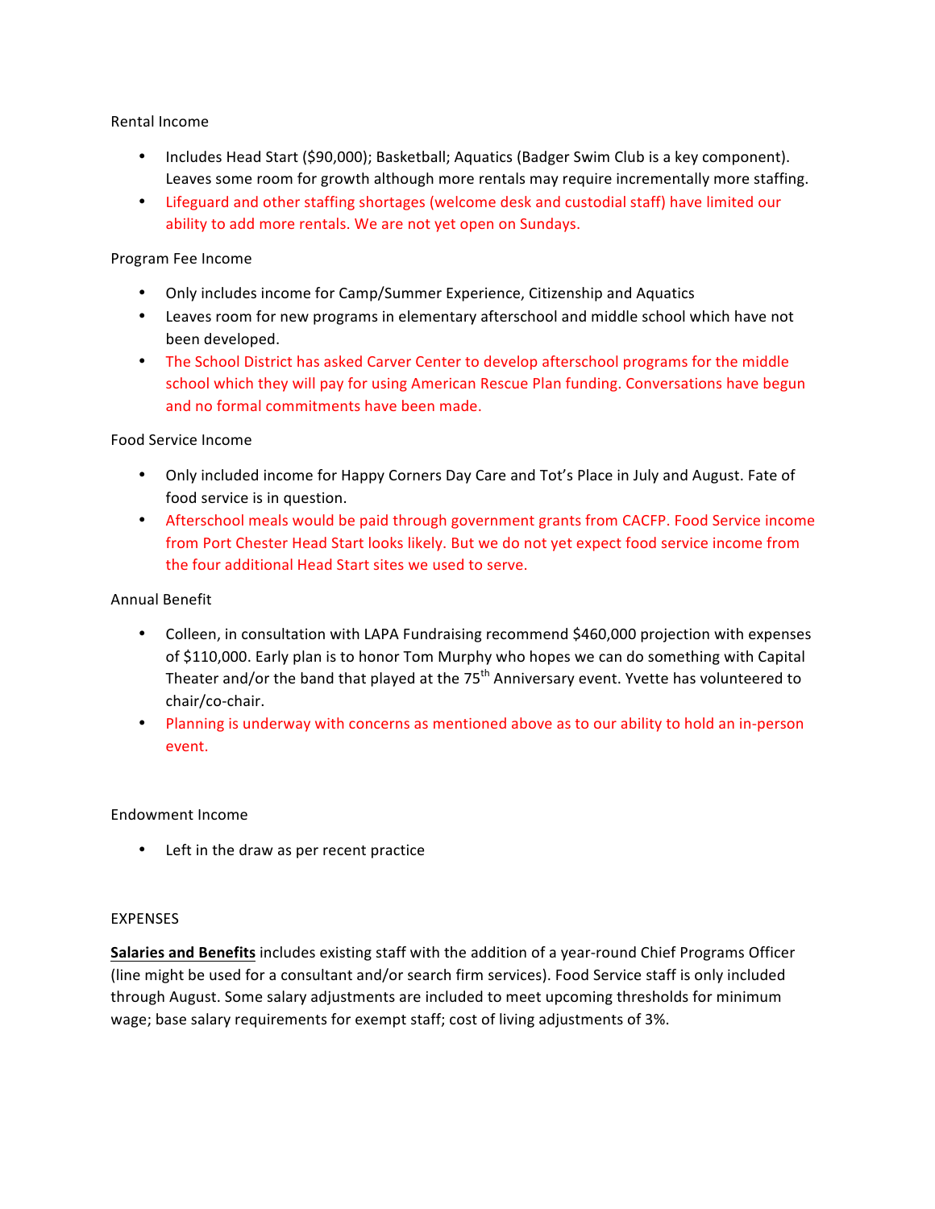Rental Income

- Includes Head Start ($90,000); Basketball; Aquatics (Badger Swim Club is a key component). Leaves some room for growth although more rentals may require incrementally more staffing.
- Lifeguard and other staffing shortages (welcome desk and custodial staff) have limited our ability to add more rentals. We are not yet open on Sundays.

Program Fee Income

- Only includes income for Camp/Summer Experience, Citizenship and Aquatics
- Leaves room for new programs in elementary afterschool and middle school which have not been developed.
- The School District has asked Carver Center to develop afterschool programs for the middle school which they will pay for using American Rescue Plan funding. Conversations have begun and no formal commitments have been made.

Food Service Income

- Only included income for Happy Corners Day Care and Tot's Place in July and August. Fate of food service is in question.
- Afterschool meals would be paid through government grants from CACFP. Food Service income from Port Chester Head Start looks likely. But we do not yet expect food service income from the four additional Head Start sites we used to serve.

Annual Benefit

- Colleen, in consultation with LAPA Fundraising recommend $460,000 projection with expenses of $110,000. Early plan is to honor Tom Murphy who hopes we can do something with Capital Theater and/or the band that played at the 75th Anniversary event. Yvette has volunteered to chair/co-chair.
- Planning is underway with concerns as mentioned above as to our ability to hold an in-person event.

Endowment Income

- Left in the draw as per recent practice

EXPENSES

**Salaries and Benefits** includes existing staff with the addition of a year-round Chief Programs Officer (line might be used for a consultant and/or search firm services). Food Service staff is only included through August. Some salary adjustments are included to meet upcoming thresholds for minimum wage; base salary requirements for exempt staff; cost of living adjustments of 3%.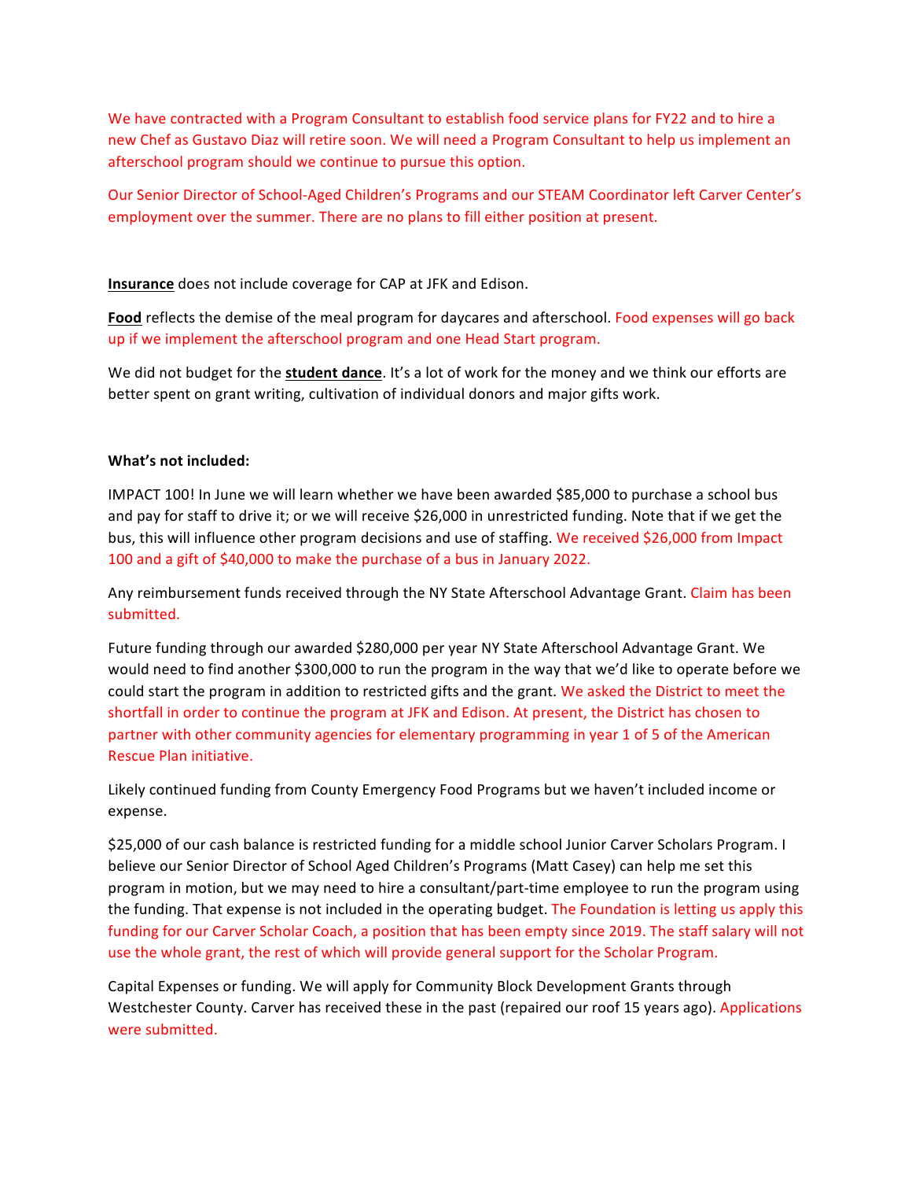We have contracted with a Program Consultant to establish food service plans for FY22 and to hire a new Chef as Gustavo Diaz will retire soon. We will need a Program Consultant to help us implement an afterschool program should we continue to pursue this option.

Our Senior Director of School-Aged Children's Programs and our STEAM Coordinator left Carver Center's employment over the summer. There are no plans to fill either position at present.

**Insurance** does not include coverage for CAP at JFK and Edison.

**Food** reflects the demise of the meal program for daycares and afterschool. Food expenses will go back up if we implement the afterschool program and one Head Start program.

We did not budget for the **student dance**. It's a lot of work for the money and we think our efforts are better spent on grant writing, cultivation of individual donors and major gifts work.

**What's not included:**

IMPACT 100! In June we will learn whether we have been awarded $85,000 to purchase a school bus and pay for staff to drive it; or we will receive $26,000 in unrestricted funding. Note that if we get the bus, this will influence other program decisions and use of staffing. We received $26,000 from Impact 100 and a gift of $40,000 to make the purchase of a bus in January 2022.

Any reimbursement funds received through the NY State Afterschool Advantage Grant. Claim has been submitted.

Future funding through our awarded $280,000 per year NY State Afterschool Advantage Grant. We would need to find another $300,000 to run the program in the way that we'd like to operate before we could start the program in addition to restricted gifts and the grant. We asked the District to meet the shortfall in order to continue the program at JFK and Edison. At present, the District has chosen to partner with other community agencies for elementary programming in year 1 of 5 of the American Rescue Plan initiative.

Likely continued funding from County Emergency Food Programs but we haven't included income or expense.

$25,000 of our cash balance is restricted funding for a middle school Junior Carver Scholars Program. I believe our Senior Director of School Aged Children's Programs (Matt Casey) can help me set this program in motion, but we may need to hire a consultant/part-time employee to run the program using the funding. That expense is not included in the operating budget. The Foundation is letting us apply this funding for our Carver Scholar Coach, a position that has been empty since 2019. The staff salary will not use the whole grant, the rest of which will provide general support for the Scholar Program.

Capital Expenses or funding. We will apply for Community Block Development Grants through Westchester County. Carver has received these in the past (repaired our roof 15 years ago). Applications were submitted.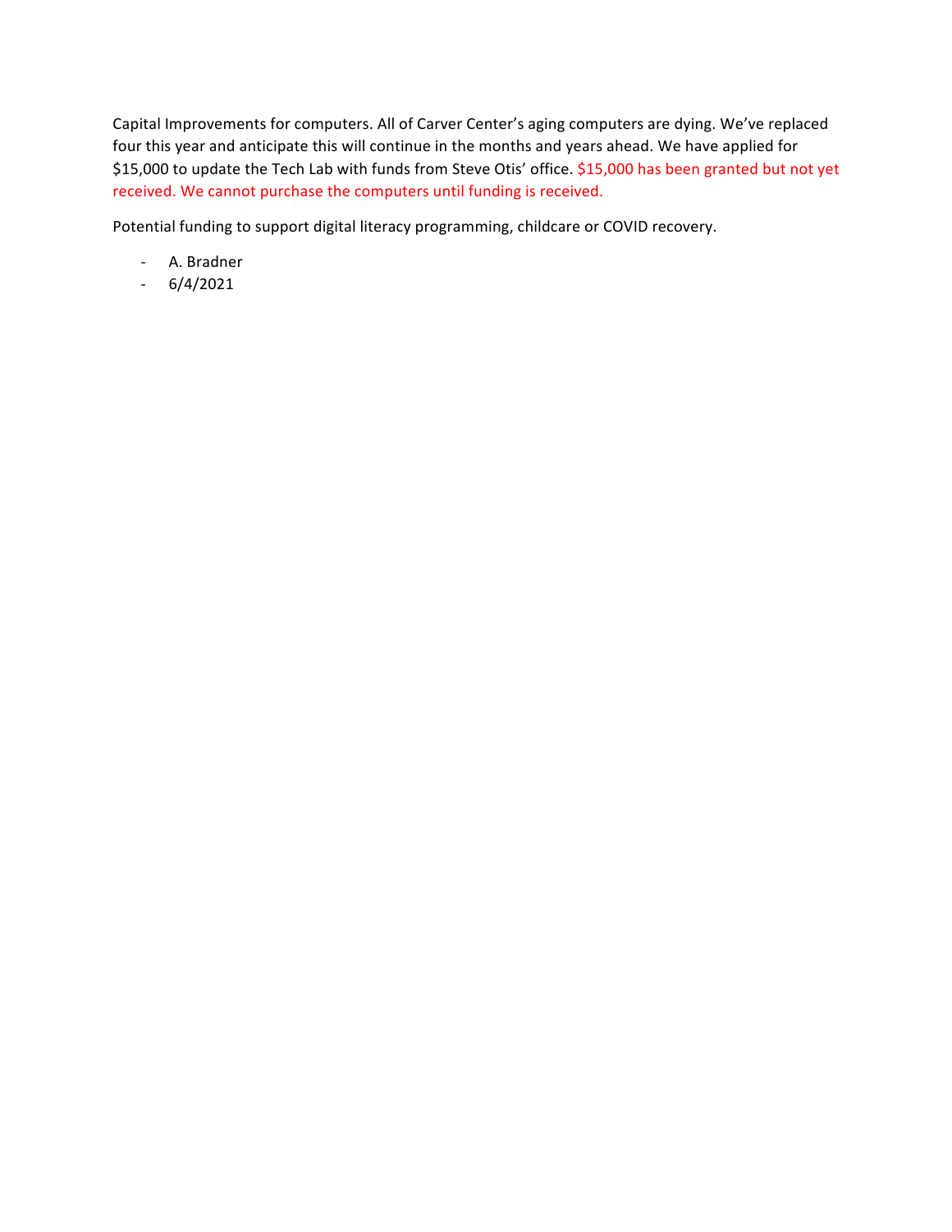Capital Improvements for computers. All of Carver Center's aging computers are dying. We've replaced four this year and anticipate this will continue in the months and years ahead. We have applied for $15,000 to update the Tech Lab with funds from Steve Otis' office. $15,000 has been granted but not yet received. We cannot purchase the computers until funding is received.

Potential funding to support digital literacy programming, childcare or COVID recovery.

- A. Bradner
- 6/4/2021